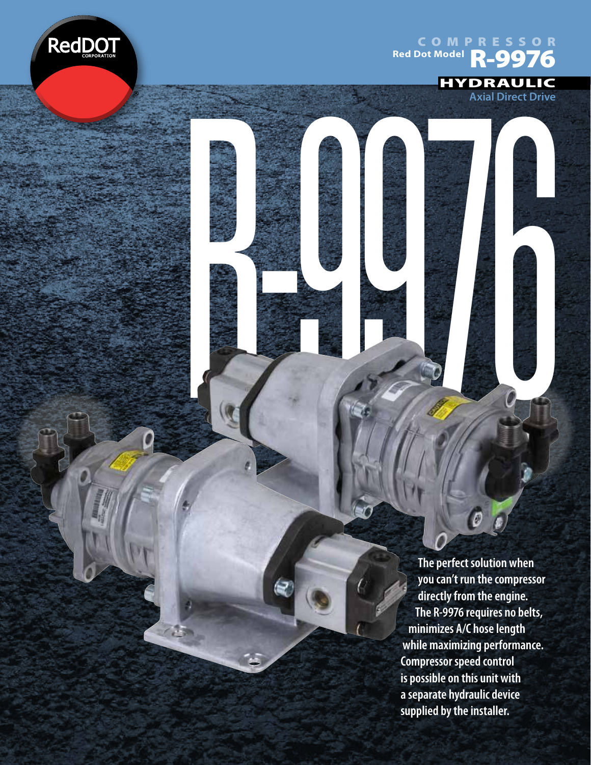RedDOT CORPORATION

# COMPRESSOR

## Red Dot Model R-9976

### HYDRAULIC

**Axial Direct Drive**

R-9976

**The perfect solution when you can't run the compressor directly from the engine. The R-9976 requires no belts, minimizes A/C hose length while maximizing performance. Compressor speed control is possible on this unit with a separate hydraulic device supplied by the installer.**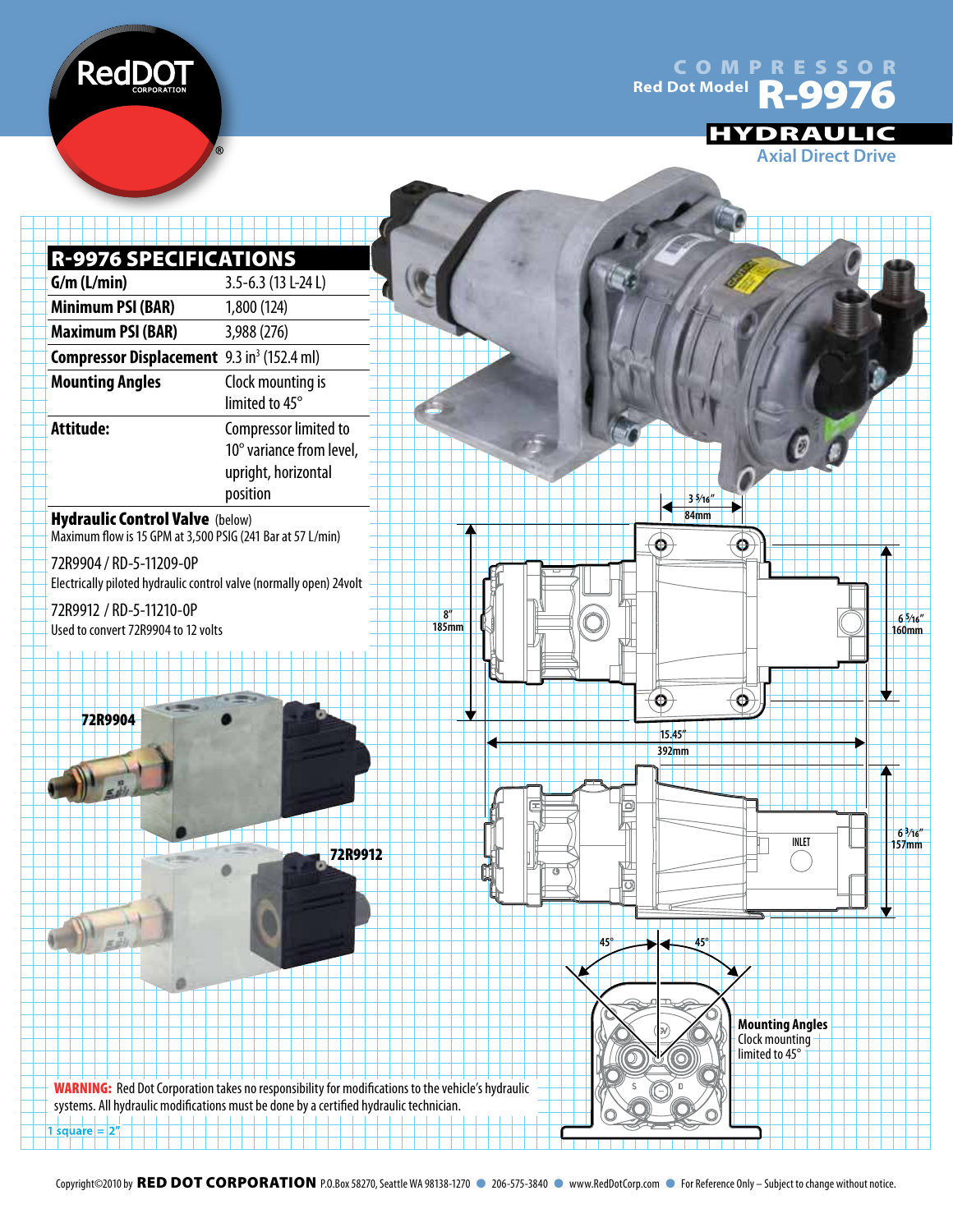RedDOT CORPORATION

COMPRESSOR

Red Dot Model **R-9976**

**HYDRAULIC**

Axial Direct Drive

## R-9976 SPECIFICATIONS

| | |
|---|---|
| **G/m (L/min)** | 3.5-6.3 (13 L-24 L) |
| **Minimum PSI (BAR)** | 1,800 (124) |
| **Maximum PSI (BAR)** | 3,988 (276) |
| **Compressor Displacement** | 9.3 $in^3$ (152.4 ml) |
| **Mounting Angles** | Clock mounting is limited to 45° |
| **Attitude:** | Compressor limited to 10° variance from level, upright, horizontal position |

**Hydraulic Control Valve** (below)

Maximum flow is 15 GPM at 3,500 PSIG (241 Bar at 57 L/min)

72R9904 / RD-5-11209-0P

Electrically piloted hydraulic control valve (normally open) 24volt

72R9912 / RD-5-11210-0P

Used to convert 72R9904 to 12 volts

**72R9904**

**72R9912**

3 5⁄16″
84mm

8″
185mm

6 5⁄16″
160mm

15.45″
392mm

INLET

6 3⁄16″
157mm

45° 45°

**Mounting Angles**
Clock mounting limited to 45°

**WARNING:** Red Dot Corporation takes no responsibility for modifications to the vehicle's hydraulic systems. All hydraulic modifications must be done by a certified hydraulic technician.

1 square = 2″

Copyright©2010 by **RED DOT CORPORATION** P.O.Box 58270, Seattle WA 98138-1270 ● 206-575-3840 ● www.RedDotCorp.com ● For Reference Only – Subject to change without notice.